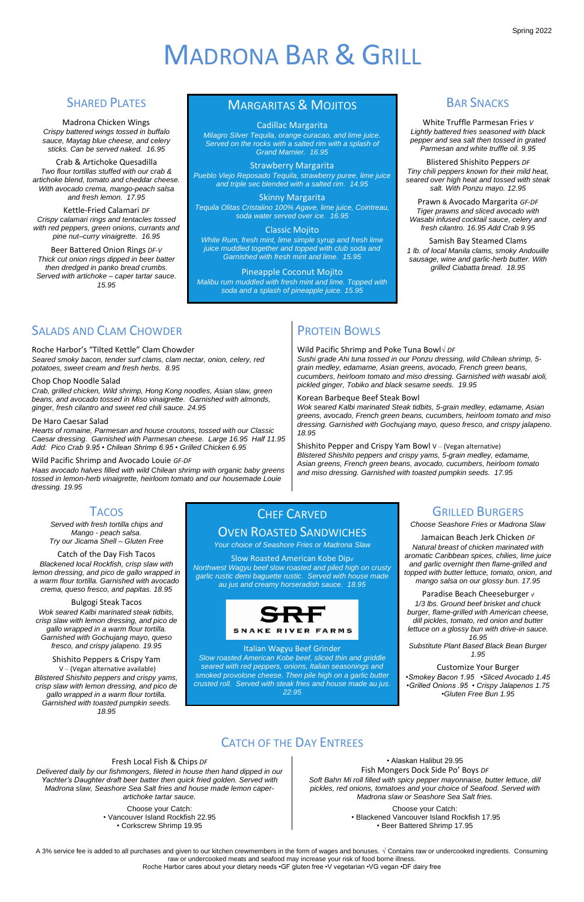Spring 2022

# Madrona Bar & Grill

## Shared Plates

**Madrona Chicken Wings**
*Crispy battered wings tossed in buffalo sauce, Maytag blue cheese, and celery sticks. Can be served naked. 16.95*

**Crab & Artichoke Quesadilla**
*Two flour tortillas stuffed with our crab & artichoke blend, tomato and cheddar cheese. With avocado crema, mango-peach salsa and fresh lemon. 17.95*

**Kettle-Fried Calamari** *DF*
*Crispy calamari rings and tentacles tossed with red peppers, green onions, currants and pine nut–curry vinaigrette. 16.95*

**Beer Battered Onion Rings** *DF-V*
*Thick cut onion rings dipped in beer batter then dredged in panko bread crumbs. Served with artichoke – caper tartar sauce. 15.95*

## Margaritas & Mojitos

**Cadillac Margarita**
*Milagro Silver Tequila, orange curacao, and lime juice. Served on the rocks with a salted rim with a splash of Grand Marnier. 16.95*

**Strawberry Margarita**
*Pueblo Viejo Reposado Tequila, strawberry puree, lime juice and triple sec blended with a salted rim. 14.95*

**Skinny Margarita**
*Tequila Olitas Cristalino 100% Agave, lime juice, Cointreau, soda water served over ice. 16.95*

**Classic Mojito**
*White Rum, fresh mint, lime simple syrup and fresh lime juice muddled together and topped with club soda and Garnished with fresh mint and lime. 15.95*

**Pineapple Coconut Mojito**
*Malibu rum muddled with fresh mint and lime. Topped with soda and a splash of pineapple juice. 15.95*

## Bar Snacks

**White Truffle Parmesan Fries** *V*
*Lightly battered fries seasoned with black pepper and sea salt then tossed in grated Parmesan and white truffle oil. 9.95*

**Blistered Shishito Peppers** *DF*
*Tiny chili peppers known for their mild heat, seared over high heat and tossed with steak salt. With Ponzu mayo. 12.95*

**Prawn & Avocado Margarita** *GF-DF*
*Tiger prawns and sliced avocado with Wasabi infused cocktail sauce, celery and fresh cilantro. 16.95 Add Crab 9.95*

**Samish Bay Steamed Clams**
*1 lb. of local Manila clams, smoky Andouille sausage, wine and garlic-herb butter. With grilled Ciabatta bread. 18.95*

## Salads and Clam Chowder

**Roche Harbor's "Tilted Kettle" Clam Chowder**
*Seared smoky bacon, tender surf clams, clam nectar, onion, celery, red potatoes, sweet cream and fresh herbs. 8.95*

**Chop Chop Noodle Salad**
*Crab, grilled chicken, Wild shrimp, Hong Kong noodles, Asian slaw, green beans, and avocado tossed in Miso vinaigrette. Garnished with almonds, ginger, fresh cilantro and sweet red chili sauce. 24.95*

**De Haro Caesar Salad**
*Hearts of romaine, Parmesan and house croutons, tossed with our Classic Caesar dressing. Garnished with Parmesan cheese. Large 16.95 Half 11.95*
*Add: Pico Crab 9.95 • Chilean Shrimp 6.95 • Grilled Chicken 6.95*

**Wild Pacific Shrimp and Avocado Louie** *GF-DF*
*Haas avocado halves filled with wild Chilean shrimp with organic baby greens tossed in lemon-herb vinaigrette, heirloom tomato and our housemade Louie dressing. 19.95*

## Protein Bowls

**Wild Pacific Shrimp and Poke Tuna Bowl** √ *DF*
*Sushi grade Ahi tuna tossed in our Ponzu dressing, wild Chilean shrimp, 5-grain medley, edamame, Asian greens, avocado, French green beans, cucumbers, heirloom tomato and miso dressing. Garnished with wasabi aioli, pickled ginger, Tobiko and black sesame seeds. 19.95*

**Korean Barbeque Beef Steak Bowl**
*Wok seared Kalbi marinated Steak tidbits, 5-grain medley, edamame, Asian greens, avocado, French green beans, cucumbers, heirloom tomato and miso dressing. Garnished with Gochujang mayo, queso fresco, and crispy jalapeno. 18.95*

**Shishito Pepper and Crispy Yam Bowl** V – (Vegan alternative)
*Blistered Shishito peppers and crispy yams, 5-grain medley, edamame, Asian greens, French green beans, avocado, cucumbers, heirloom tomato and miso dressing. Garnished with toasted pumpkin seeds. 17.95*

## Tacos

*Served with fresh tortilla chips and Mango - peach salsa.*
*Try our Jicama Shell – Gluten Free*

**Catch of the Day Fish Tacos**
*Blackened local Rockfish, crisp slaw with lemon dressing, and pico de gallo wrapped in a warm flour tortilla. Garnished with avocado crema, queso fresco, and papitas. 18.95*

**Bulgogi Steak Tacos**
*Wok seared Kalbi marinated steak tidbits, crisp slaw with lemon dressing, and pico de gallo wrapped in a warm flour tortilla. Garnished with Gochujang mayo, queso fresco, and crispy jalapeno. 19.95*

**Shishito Peppers & Crispy Yam**
V – (Vegan alternative available)
*Blistered Shishito peppers and crispy yams, crisp slaw with lemon dressing, and pico de gallo wrapped in a warm flour tortilla. Garnished with toasted pumpkin seeds. 18.95*

## Chef Carved Oven Roasted Sandwiches

*Your choice of Seashore Fries or Madrona Slaw*

**Slow Roasted American Kobe Dip**√
*Northwest Wagyu beef slow roasted and piled high on crusty garlic rustic demi baguette rustic. Served with house made au jus and creamy horseradish sauce. 18.95*

SRF SNAKE RIVER FARMS

**Italian Wagyu Beef Grinder**
*Slow roasted American Kobe beef, sliced thin and griddle seared with red peppers, onions, Italian seasonings and smoked provolone cheese. Then pile high on a garlic butter crusted roll. Served with steak fries and house made au jus. 22.95*

## Grilled Burgers

*Choose Seashore Fries or Madrona Slaw*

**Jamaican Beach Jerk Chicken** *DF*
*Natural breast of chicken marinated with aromatic Caribbean spices, chilies, lime juice and garlic overnight then flame-grilled and topped with butter lettuce, tomato, onion, and mango salsa on our glossy bun. 17.95*

**Paradise Beach Cheeseburger** *v*
*1/3 lbs. Ground beef brisket and chuck burger, flame-grilled with American cheese, dill pickles, tomato, red onion and butter lettuce on a glossy bun with drive-in sauce. 16.95*
*Substitute Plant Based Black Bean Burger 1.95*

**Customize Your Burger**
*•Smokey Bacon 1.95 •Sliced Avocado 1.45*
*•Grilled Onions .95 • Crispy Jalapenos 1.75*
*•Gluten Free Bun 1.95*

## Catch of the Day Entrees

**Fresh Local Fish & Chips** *DF*
*Delivered daily by our fishmongers, fileted in house then hand dipped in our Yachter's Daughter draft beer batter then quick fried golden. Served with Madrona slaw, Seashore Sea Salt fries and house made lemon caper-artichoke tartar sauce.*

Choose your Catch:
- Vancouver Island Rockfish 22.95
- Corkscrew Shrimp 19.95
- Alaskan Halibut 29.95

**Fish Mongers Dock Side Po' Boys** *DF*
*Soft Bahn Mi roll filled with spicy pepper mayonnaise, butter lettuce, dill pickles, red onions, tomatoes and your choice of Seafood. Served with Madrona slaw or Seashore Sea Salt fries.*

Choose your Catch:
- Blackened Vancouver Island Rockfish 17.95
- Beer Battered Shrimp 17.95

A 3% service fee is added to all purchases and given to our kitchen crewmembers in the form of wages and bonuses. √ Contains raw or undercooked ingredients. Consuming raw or undercooked meats and seafood may increase your risk of food borne illness.
Roche Harbor cares about your dietary needs •GF gluten free •V vegetarian •VG vegan •DF dairy free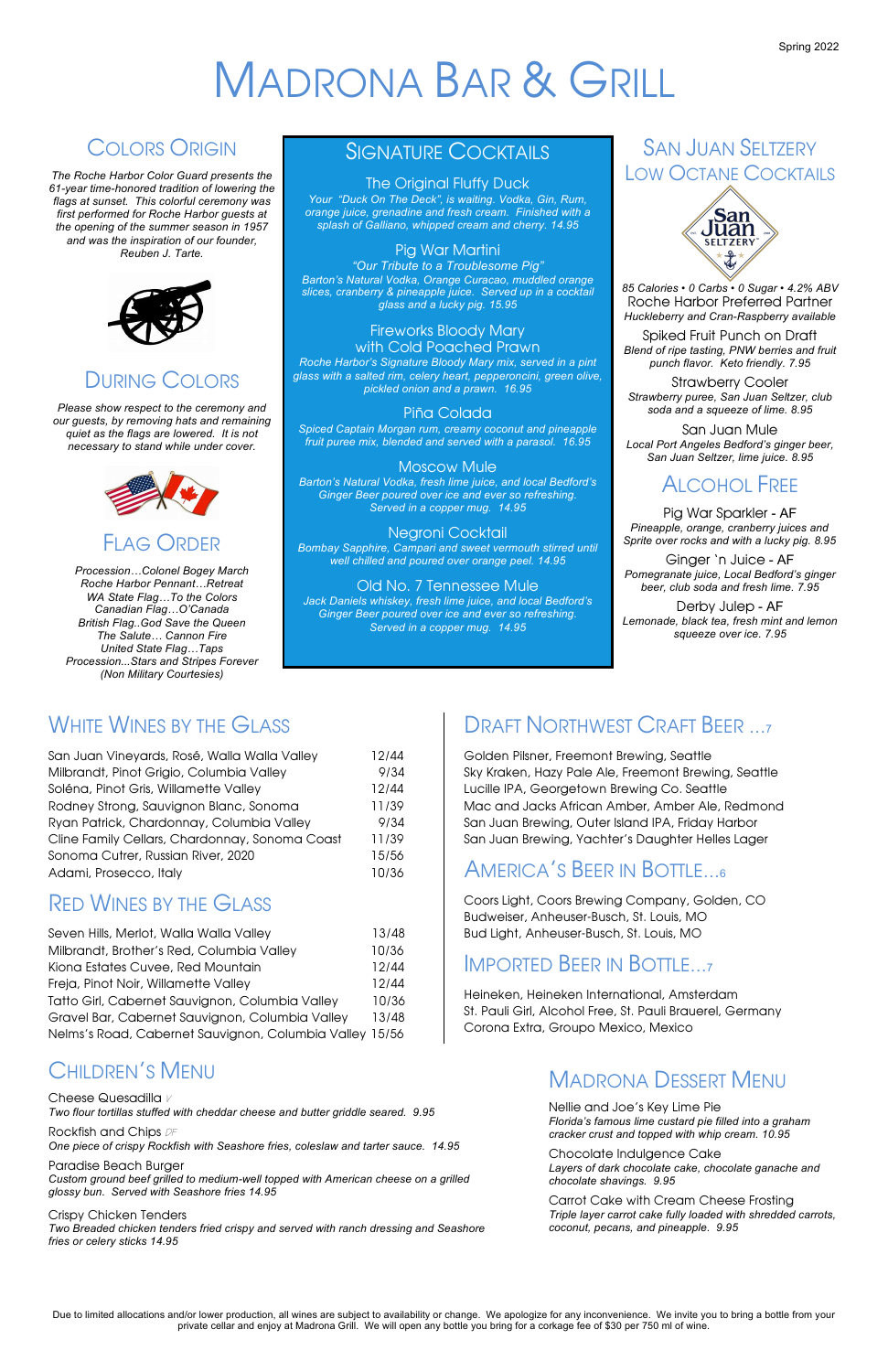Spring 2022

# Madrona Bar & Grill

## Colors Origin

*The Roche Harbor Color Guard presents the 61-year time-honored tradition of lowering the flags at sunset. This colorful ceremony was first performed for Roche Harbor guests at the opening of the summer season in 1957 and was the inspiration of our founder, Reuben J. Tarte.*

## During Colors

*Please show respect to the ceremony and our guests, by removing hats and remaining quiet as the flags are lowered. It is not necessary to stand while under cover.*

## Flag Order

*Procession…Colonel Bogey March*
*Roche Harbor Pennant…Retreat*
*WA State Flag…To the Colors*
*Canadian Flag…O'Canada*
*British Flag..God Save the Queen*
*The Salute… Cannon Fire*
*United State Flag…Taps*
*Procession...Stars and Stripes Forever*
*(Non Military Courtesies)*

## Signature Cocktails

**The Original Fluffy Duck**
*Your "Duck On The Deck", is waiting. Vodka, Gin, Rum, orange juice, grenadine and fresh cream. Finished with a splash of Galliano, whipped cream and cherry. 14.95*

**Pig War Martini**
*"Our Tribute to a Troublesome Pig"*
*Barton's Natural Vodka, Orange Curacao, muddled orange slices, cranberry & pineapple juice. Served up in a cocktail glass and a lucky pig. 15.95*

**Fireworks Bloody Mary with Cold Poached Prawn**
*Roche Harbor's Signature Bloody Mary mix, served in a pint glass with a salted rim, celery heart, pepperoncini, green olive, pickled onion and a prawn. 16.95*

**Piña Colada**
*Spiced Captain Morgan rum, creamy coconut and pineapple fruit puree mix, blended and served with a parasol. 16.95*

**Moscow Mule**
*Barton's Natural Vodka, fresh lime juice, and local Bedford's Ginger Beer poured over ice and ever so refreshing. Served in a copper mug. 14.95*

**Negroni Cocktail**
*Bombay Sapphire, Campari and sweet vermouth stirred until well chilled and poured over orange peel. 14.95*

**Old No. 7 Tennessee Mule**
*Jack Daniels whiskey, fresh lime juice, and local Bedford's Ginger Beer poured over ice and ever so refreshing. Served in a copper mug. 14.95*

## San Juan Seltzery Low Octane Cocktails

San Juan SELTZERY

*85 Calories • 0 Carbs • 0 Sugar • 4.2% ABV*
Roche Harbor Preferred Partner
*Huckleberry and Cran-Raspberry available*

**Spiked Fruit Punch on Draft**
*Blend of ripe tasting, PNW berries and fruit punch flavor. Keto friendly. 7.95*

**Strawberry Cooler**
*Strawberry puree, San Juan Seltzer, club soda and a squeeze of lime. 8.95*

**San Juan Mule**
*Local Port Angeles Bedford's ginger beer, San Juan Seltzer, lime juice. 8.95*

## Alcohol Free

**Pig War Sparkler - AF**
*Pineapple, orange, cranberry juices and Sprite over rocks and with a lucky pig. 8.95*

**Ginger 'n Juice - AF**
*Pomegranate juice, Local Bedford's ginger beer, club soda and fresh lime. 7.95*

**Derby Julep - AF**
*Lemonade, black tea, fresh mint and lemon squeeze over ice. 7.95*

## White Wines by the Glass

| | |
|---|---|
| San Juan Vineyards, Rosé, Walla Walla Valley | 12/44 |
| Milbrandt, Pinot Grigio, Columbia Valley | 9/34 |
| Soléna, Pinot Gris, Willamette Valley | 12/44 |
| Rodney Strong, Sauvignon Blanc, Sonoma | 11/39 |
| Ryan Patrick, Chardonnay, Columbia Valley | 9/34 |
| Cline Family Cellars, Chardonnay, Sonoma Coast | 11/39 |
| Sonoma Cutrer, Russian River, 2020 | 15/56 |
| Adami, Prosecco, Italy | 10/36 |

## Red Wines by the Glass

| | |
|---|---|
| Seven Hills, Merlot, Walla Walla Valley | 13/48 |
| Milbrandt, Brother's Red, Columbia Valley | 10/36 |
| Kiona Estates Cuvee, Red Mountain | 12/44 |
| Freja, Pinot Noir, Willamette Valley | 12/44 |
| Tatto Girl, Cabernet Sauvignon, Columbia Valley | 10/36 |
| Gravel Bar, Cabernet Sauvignon, Columbia Valley | 13/48 |
| Nelms's Road, Cabernet Sauvignon, Columbia Valley | 15/56 |

## Draft Northwest Craft Beer ...7

Golden Pilsner, Freemont Brewing, Seattle
Sky Kraken, Hazy Pale Ale, Freemont Brewing, Seattle
Lucille IPA, Georgetown Brewing Co. Seattle
Mac and Jacks African Amber, Amber Ale, Redmond
San Juan Brewing, Outer Island IPA, Friday Harbor
San Juan Brewing, Yachter's Daughter Helles Lager

## America's Beer in Bottle...6

Coors Light, Coors Brewing Company, Golden, CO
Budweiser, Anheuser-Busch, St. Louis, MO
Bud Light, Anheuser-Busch, St. Louis, MO

## Imported Beer in Bottle...7

Heineken, Heineken International, Amsterdam
St. Pauli Girl, Alcohol Free, St. Pauli Brauerel, Germany
Corona Extra, Groupo Mexico, Mexico

## Children's Menu

**Cheese Quesadilla** V
*Two flour tortillas stuffed with cheddar cheese and butter griddle seared. 9.95*

**Rockfish and Chips** DF
*One piece of crispy Rockfish with Seashore fries, coleslaw and tarter sauce. 14.95*

**Paradise Beach Burger**
*Custom ground beef grilled to medium-well topped with American cheese on a grilled glossy bun. Served with Seashore fries 14.95*

**Crispy Chicken Tenders**
*Two Breaded chicken tenders fried crispy and served with ranch dressing and Seashore fries or celery sticks 14.95*

## Madrona Dessert Menu

**Nellie and Joe's Key Lime Pie**
*Florida's famous lime custard pie filled into a graham cracker crust and topped with whip cream. 10.95*

**Chocolate Indulgence Cake**
*Layers of dark chocolate cake, chocolate ganache and chocolate shavings. 9.95*

**Carrot Cake with Cream Cheese Frosting**
*Triple layer carrot cake fully loaded with shredded carrots, coconut, pecans, and pineapple. 9.95*

Due to limited allocations and/or lower production, all wines are subject to availability or change. We apologize for any inconvenience. We invite you to bring a bottle from your private cellar and enjoy at Madrona Grill. We will open any bottle you bring for a corkage fee of $30 per 750 ml of wine.